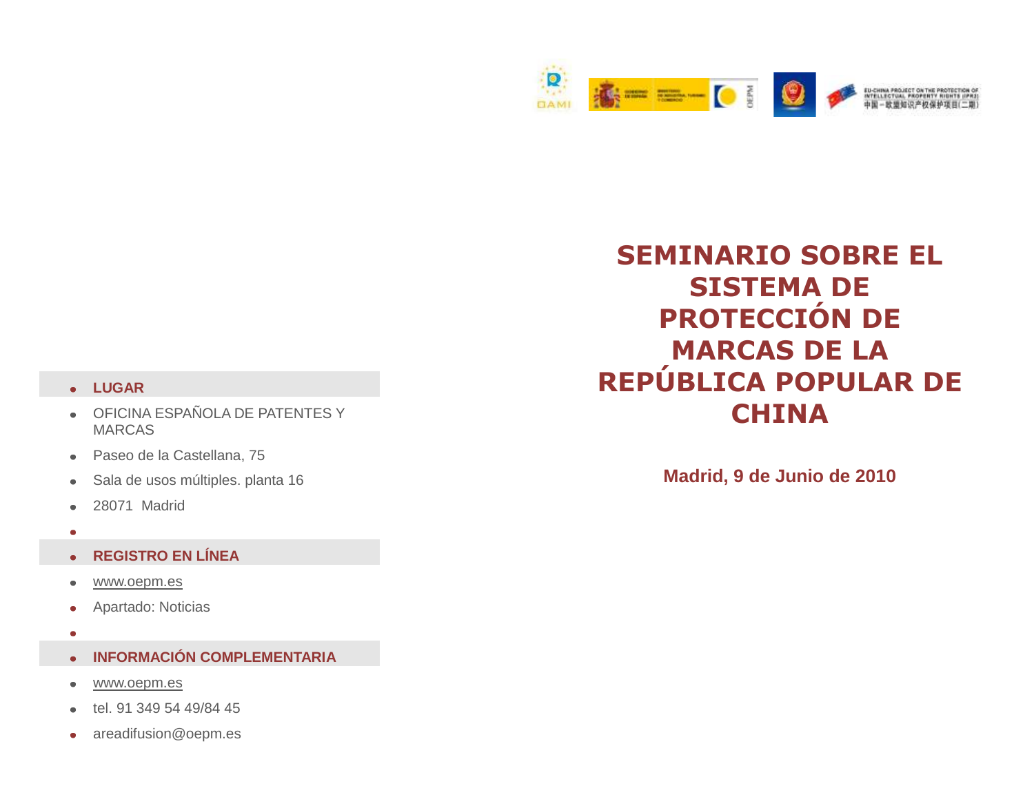# SEMINARIO SOBRE EL SISTEMA DE PROTECCIÓN DE MARCAS DE LA REPÚBLICA POPULAR DE CHINA

**Madrid, 9 de Junio de 2010**

- **LUGAR**
- OFICINA ESPAÑOLA DE PATENTES Y MARCAS
- Paseo de la Castellana, 75
- Sala de usos múltiples. planta 16
- 28071 Madrid

- **REGISTRO EN LÍNEA**
- www.oepm.es
- Apartado: Noticias

- **INFORMACIÓN COMPLEMENTARIA**
- www.oepm.es
- tel. 91 349 54 49/84 45
- areadifusion@oepm.es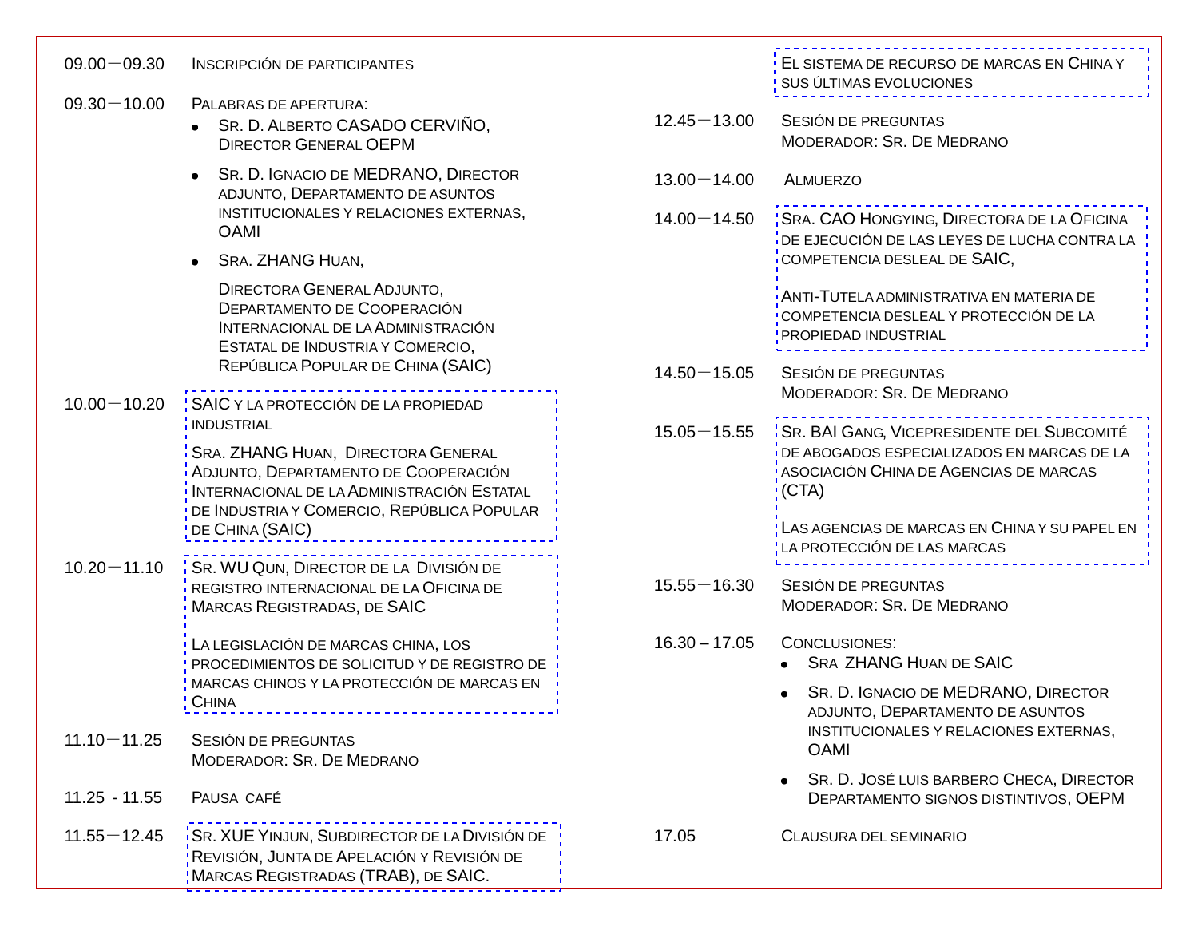09.00－09.30 Inscripción de participantes

09.30－10.00 Palabras de apertura:

- Sr. D. Alberto CASADO CERVIÑO, Director General OEPM
- Sr. D. Ignacio de MEDRANO, Director adjunto, Departamento de asuntos institucionales y relaciones externas, OAMI
- Sra. ZHANG Huan,

  Directora General Adjunto, Departamento de Cooperación Internacional de la Administración Estatal de Industria y Comercio, República Popular de China (SAIC)

10.00－10.20 SAIC y la protección de la propiedad industrial

Sra. ZHANG Huan, Directora General Adjunto, Departamento de Cooperación Internacional de la Administración Estatal de Industria y Comercio, República Popular de China (SAIC)

10.20－11.10 Sr. WU Qun, Director de la División de registro internacional de la Oficina de Marcas Registradas, de SAIC

La legislación de marcas china, los procedimientos de solicitud y de registro de marcas chinos y la protección de marcas en China

11.10－11.25 Sesión de preguntas
Moderador: Sr. De Medrano

11.25 - 11.55 Pausa café

11.55－12.45 Sr. XUE Yinjun, Subdirector de la División de Revisión, Junta de Apelación y Revisión de Marcas Registradas (TRAB), de SAIC.

El sistema de recurso de marcas en China y sus últimas evoluciones

12.45－13.00 Sesión de preguntas
Moderador: Sr. De Medrano

13.00－14.00 Almuerzo

14.00－14.50 Sra. CAO Hongying, Directora de la Oficina de ejecución de las leyes de lucha contra la competencia desleal de SAIC,

Anti-Tutela administrativa en materia de competencia desleal y protección de la propiedad industrial

14.50－15.05 Sesión de preguntas
Moderador: Sr. De Medrano

15.05－15.55 Sr. BAI Gang, Vicepresidente del Subcomité de abogados especializados en marcas de la asociación China de Agencias de marcas (CTA)

Las agencias de marcas en China y su papel en la protección de las marcas

15.55－16.30 Sesión de preguntas
Moderador: Sr. De Medrano

16.30 – 17.05 Conclusiones:

- Sra ZHANG Huan de SAIC
- Sr. D. Ignacio de MEDRANO, Director adjunto, Departamento de asuntos institucionales y relaciones externas, OAMI
- Sr. D. José luis barbero Checa, Director Departamento signos distintivos, OEPM

17.05 Clausura del seminario